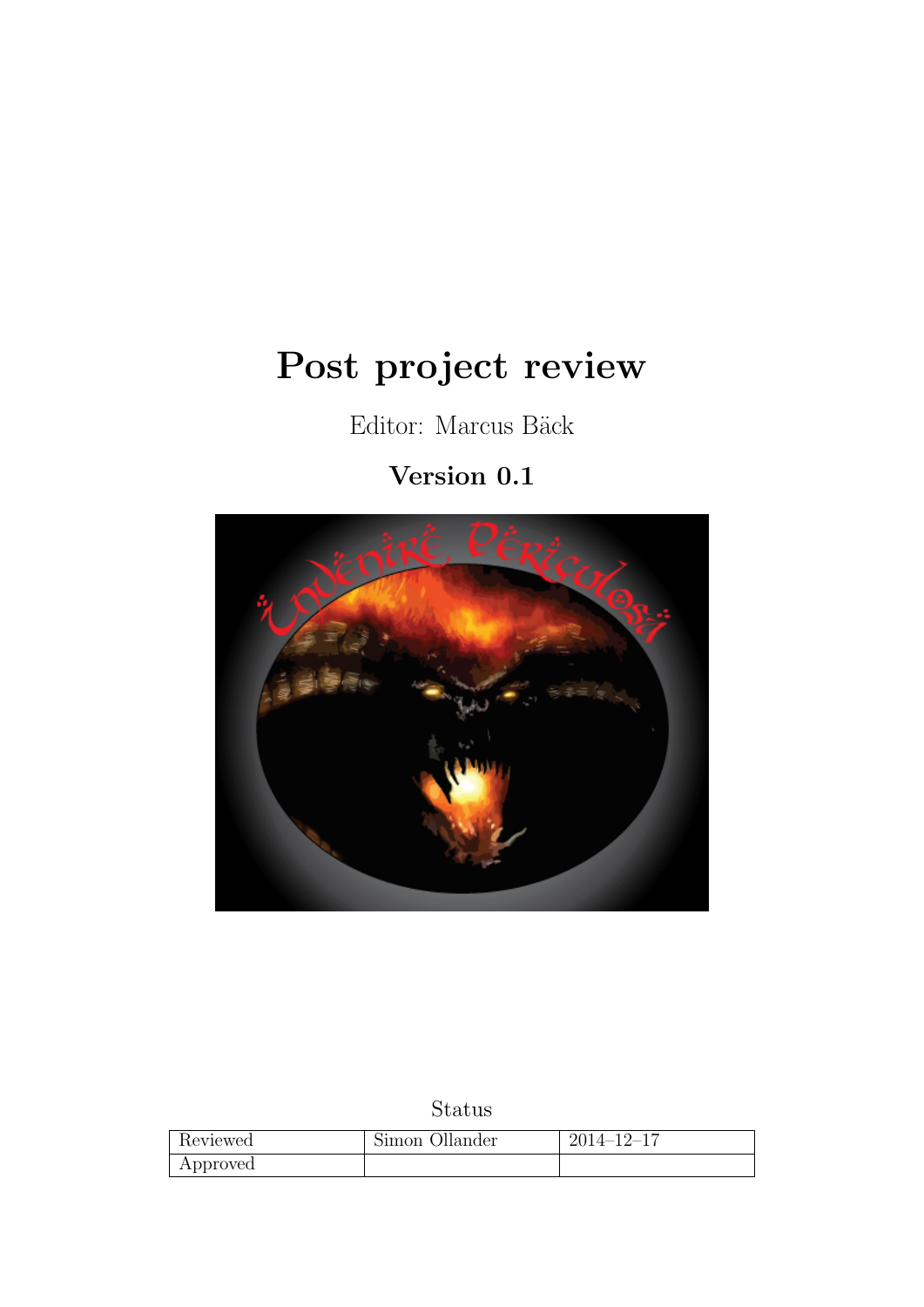# Post project review

Editor: Marcus Bäck

**Version 0.1**

Status

| Reviewed | Simon Ollander | 2014–12–17 |
|---|---|---|
| Approved | | |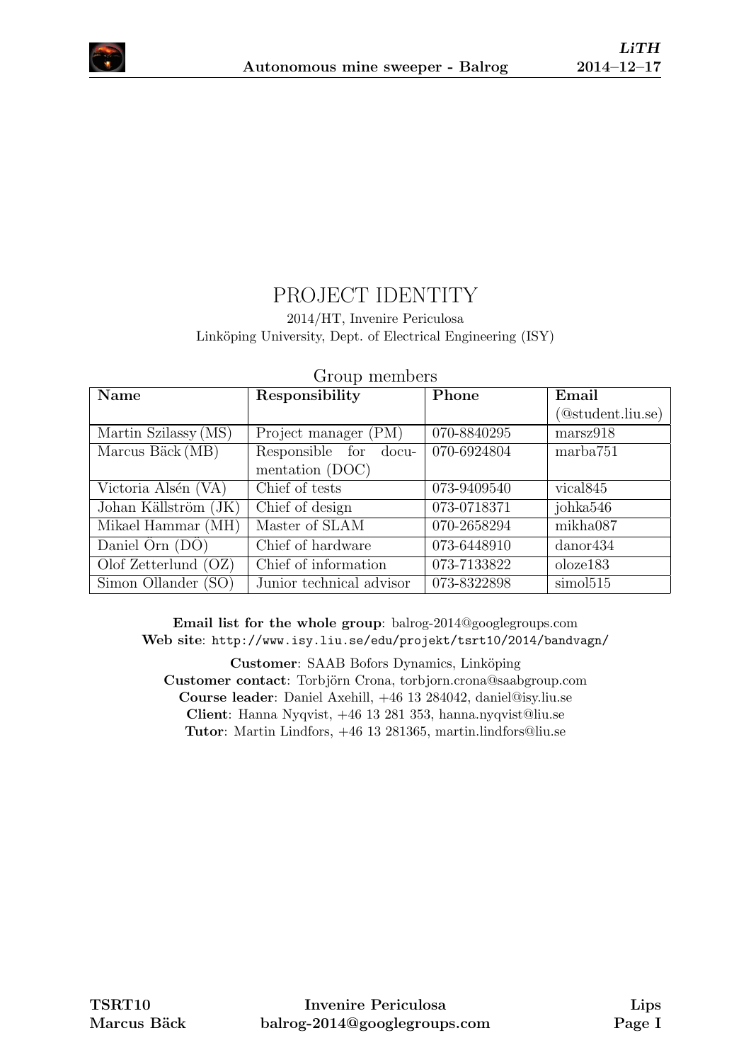# PROJECT IDENTITY

2014/HT, Invenire Periculosa
Linköping University, Dept. of Electrical Engineering (ISY)

Group members

| Name | Responsibility | Phone | Email (@student.liu.se) |
|---|---|---|---|
| Martin Szilassy (MS) | Project manager (PM) | 070-8840295 | marsz918 |
| Marcus Bäck (MB) | Responsible for documentation (DOC) | 070-6924804 | marba751 |
| Victoria Alsén (VA) | Chief of tests | 073-9409540 | vical845 |
| Johan Källström (JK) | Chief of design | 073-0718371 | johka546 |
| Mikael Hammar (MH) | Master of SLAM | 070-2658294 | mikha087 |
| Daniel Örn (DÖ) | Chief of hardware | 073-6448910 | danor434 |
| Olof Zetterlund (OZ) | Chief of information | 073-7133822 | oloze183 |
| Simon Ollander (SO) | Junior technical advisor | 073-8322898 | simol515 |

**Email list for the whole group**: balrog-2014@googlegroups.com
**Web site**: `http://www.isy.liu.se/edu/projekt/tsrt10/2014/bandvagn/`

**Customer**: SAAB Bofors Dynamics, Linköping
**Customer contact**: Torbjörn Crona, torbjorn.crona@saabgroup.com
**Course leader**: Daniel Axehill, +46 13 284042, daniel@isy.liu.se
**Client**: Hanna Nyqvist, +46 13 281 353, hanna.nyqvist@liu.se
**Tutor**: Martin Lindfors, +46 13 281365, martin.lindfors@liu.se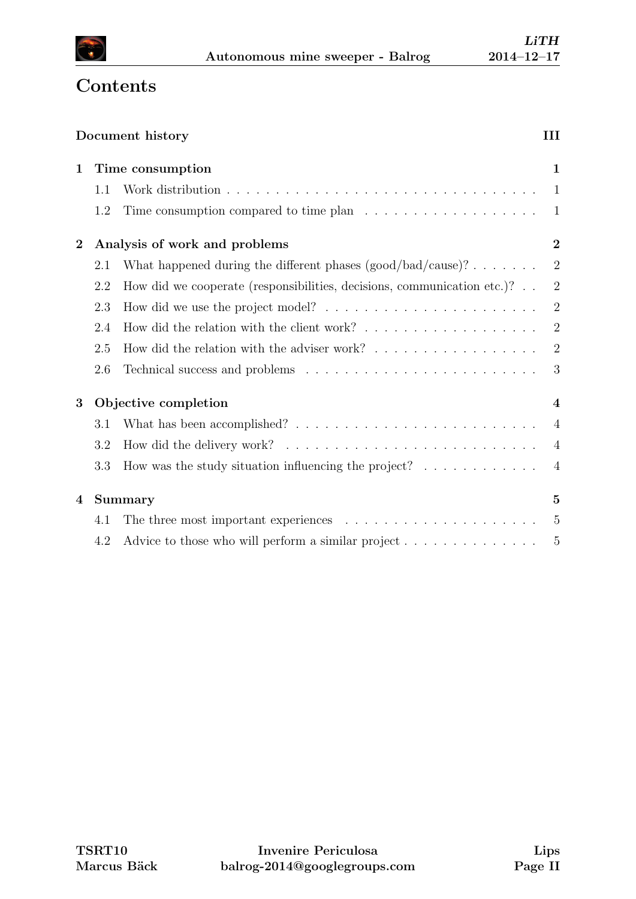# Contents

**Document history** **III**

**1 Time consumption** **1**

- 1.1 Work distribution . . . . . . . . . . . . . . . . . . . . . . . . . . . . . . . . 1
- 1.2 Time consumption compared to time plan . . . . . . . . . . . . . . . . . 1

**2 Analysis of work and problems** **2**

- 2.1 What happened during the different phases (good/bad/cause)? . . . . . . . 2
- 2.2 How did we cooperate (responsibilities, decisions, communication etc.)? . . 2
- 2.3 How did we use the project model? . . . . . . . . . . . . . . . . . . . . . . 2
- 2.4 How did the relation with the client work? . . . . . . . . . . . . . . . . . . 2
- 2.5 How did the relation with the adviser work? . . . . . . . . . . . . . . . . . 2
- 2.6 Technical success and problems . . . . . . . . . . . . . . . . . . . . . . . . 3

**3 Objective completion** **4**

- 3.1 What has been accomplished? . . . . . . . . . . . . . . . . . . . . . . . . . 4
- 3.2 How did the delivery work? . . . . . . . . . . . . . . . . . . . . . . . . . . 4
- 3.3 How was the study situation influencing the project? . . . . . . . . . . . . 4

**4 Summary** **5**

- 4.1 The three most important experiences . . . . . . . . . . . . . . . . . . . . 5
- 4.2 Advice to those who will perform a similar project . . . . . . . . . . . . . 5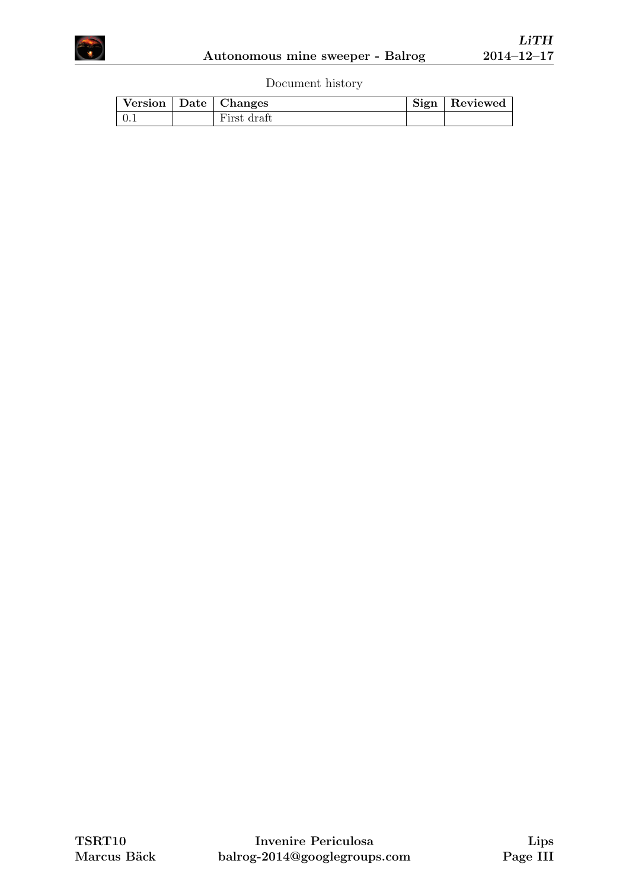Document history

| Version | Date | Changes | Sign | Reviewed |
| --- | --- | --- | --- | --- |
| 0.1 | | First draft | | |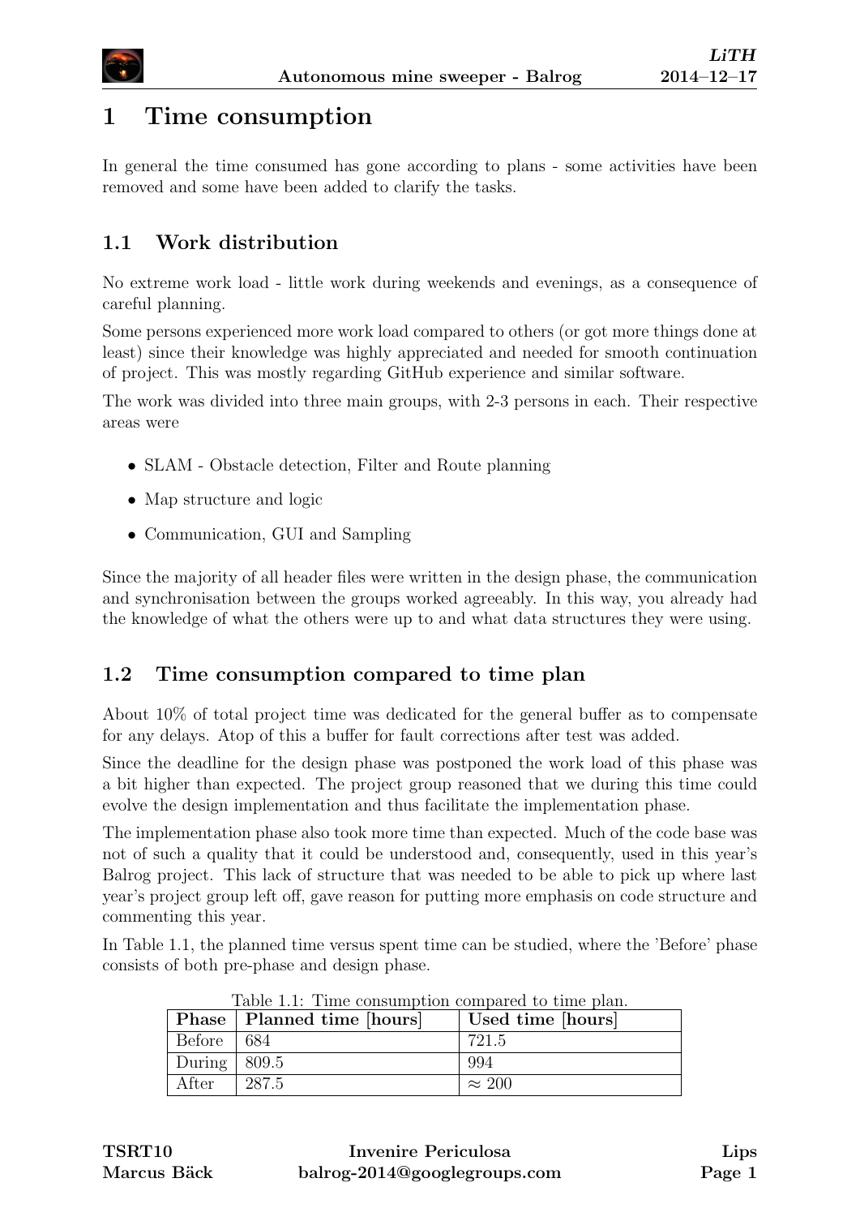# 1 Time consumption

In general the time consumed has gone according to plans - some activities have been removed and some have been added to clarify the tasks.

## 1.1 Work distribution

No extreme work load - little work during weekends and evenings, as a consequence of careful planning.

Some persons experienced more work load compared to others (or got more things done at least) since their knowledge was highly appreciated and needed for smooth continuation of project. This was mostly regarding GitHub experience and similar software.

The work was divided into three main groups, with 2-3 persons in each. Their respective areas were

- SLAM - Obstacle detection, Filter and Route planning
- Map structure and logic
- Communication, GUI and Sampling

Since the majority of all header files were written in the design phase, the communication and synchronisation between the groups worked agreeably. In this way, you already had the knowledge of what the others were up to and what data structures they were using.

## 1.2 Time consumption compared to time plan

About 10% of total project time was dedicated for the general buffer as to compensate for any delays. Atop of this a buffer for fault corrections after test was added.

Since the deadline for the design phase was postponed the work load of this phase was a bit higher than expected. The project group reasoned that we during this time could evolve the design implementation and thus facilitate the implementation phase.

The implementation phase also took more time than expected. Much of the code base was not of such a quality that it could be understood and, consequently, used in this year's Balrog project. This lack of structure that was needed to be able to pick up where last year's project group left off, gave reason for putting more emphasis on code structure and commenting this year.

In Table 1.1, the planned time versus spent time can be studied, where the 'Before' phase consists of both pre-phase and design phase.

Table 1.1: Time consumption compared to time plan.

| Phase | Planned time [hours] | Used time [hours] |
|---|---|---|
| Before | 684 | 721.5 |
| During | 809.5 | 994 |
| After | 287.5 | $\approx 200$ |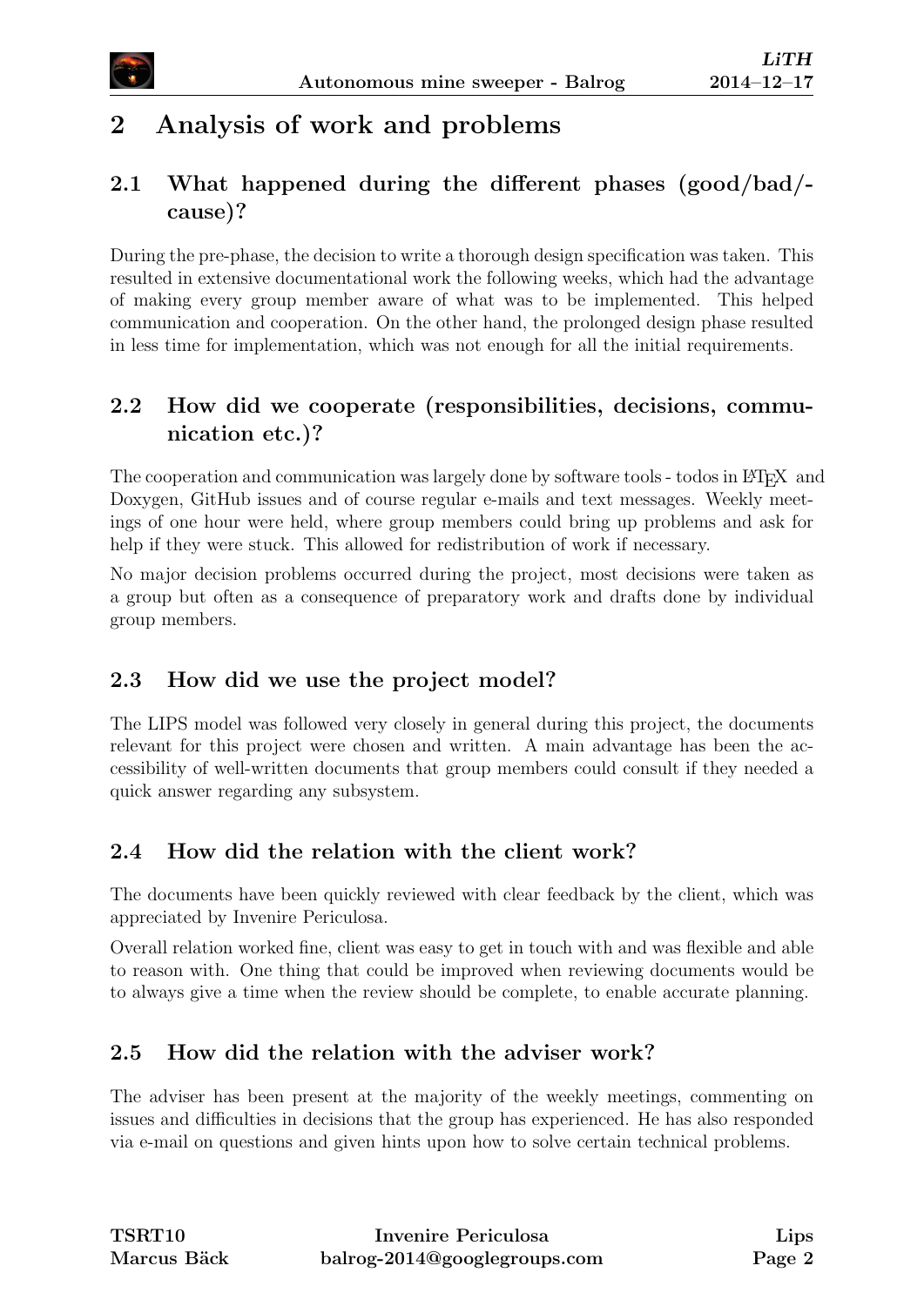# 2 Analysis of work and problems

## 2.1 What happened during the different phases (good/bad/-cause)?

During the pre-phase, the decision to write a thorough design specification was taken. This resulted in extensive documentational work the following weeks, which had the advantage of making every group member aware of what was to be implemented. This helped communication and cooperation. On the other hand, the prolonged design phase resulted in less time for implementation, which was not enough for all the initial requirements.

## 2.2 How did we cooperate (responsibilities, decisions, communication etc.)?

The cooperation and communication was largely done by software tools - todos in LaTeX and Doxygen, GitHub issues and of course regular e-mails and text messages. Weekly meetings of one hour were held, where group members could bring up problems and ask for help if they were stuck. This allowed for redistribution of work if necessary.

No major decision problems occurred during the project, most decisions were taken as a group but often as a consequence of preparatory work and drafts done by individual group members.

## 2.3 How did we use the project model?

The LIPS model was followed very closely in general during this project, the documents relevant for this project were chosen and written. A main advantage has been the accessibility of well-written documents that group members could consult if they needed a quick answer regarding any subsystem.

## 2.4 How did the relation with the client work?

The documents have been quickly reviewed with clear feedback by the client, which was appreciated by Invenire Periculosa.

Overall relation worked fine, client was easy to get in touch with and was flexible and able to reason with. One thing that could be improved when reviewing documents would be to always give a time when the review should be complete, to enable accurate planning.

## 2.5 How did the relation with the adviser work?

The adviser has been present at the majority of the weekly meetings, commenting on issues and difficulties in decisions that the group has experienced. He has also responded via e-mail on questions and given hints upon how to solve certain technical problems.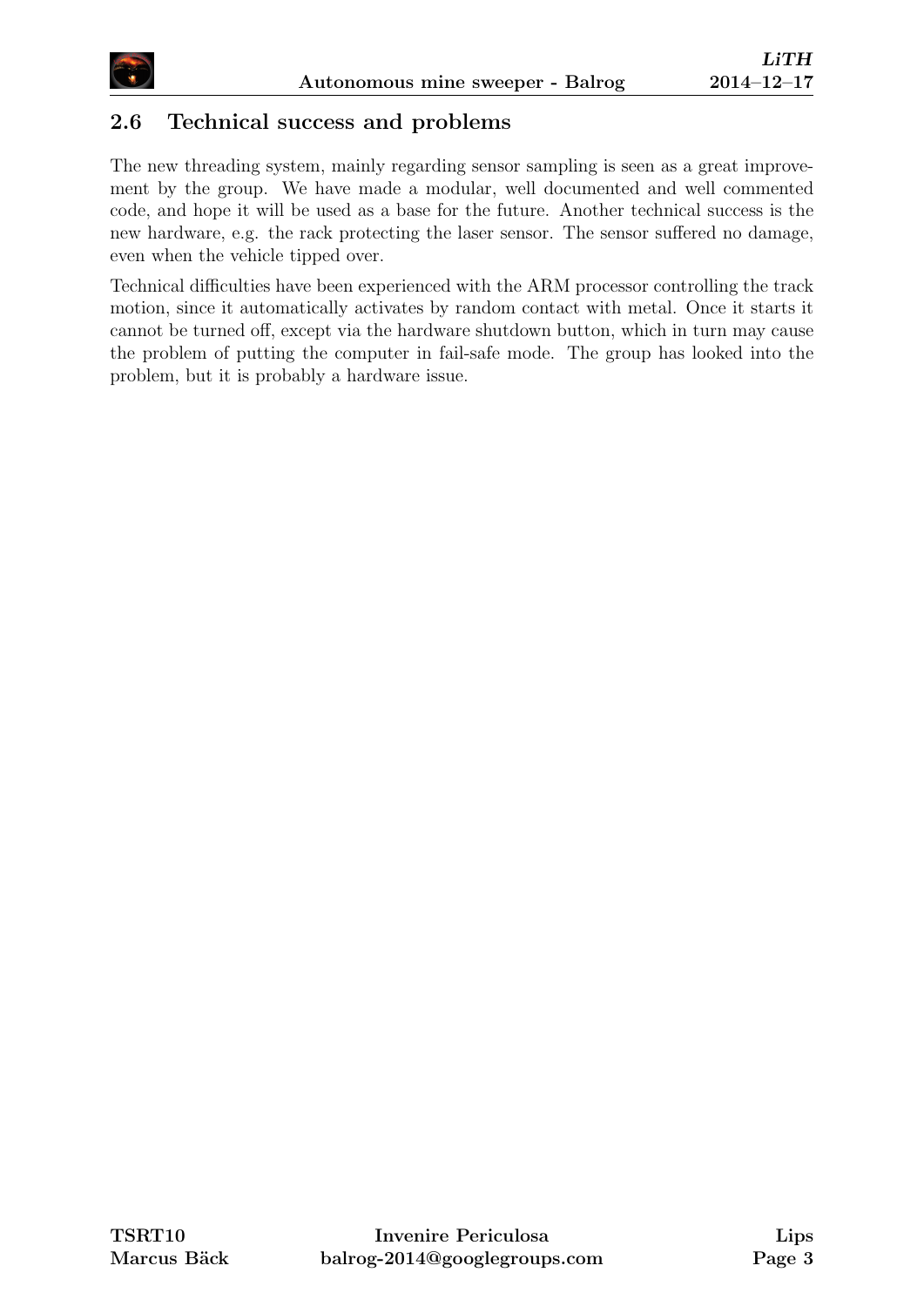## 2.6 Technical success and problems

The new threading system, mainly regarding sensor sampling is seen as a great improvement by the group. We have made a modular, well documented and well commented code, and hope it will be used as a base for the future. Another technical success is the new hardware, e.g. the rack protecting the laser sensor. The sensor suffered no damage, even when the vehicle tipped over.

Technical difficulties have been experienced with the ARM processor controlling the track motion, since it automatically activates by random contact with metal. Once it starts it cannot be turned off, except via the hardware shutdown button, which in turn may cause the problem of putting the computer in fail-safe mode. The group has looked into the problem, but it is probably a hardware issue.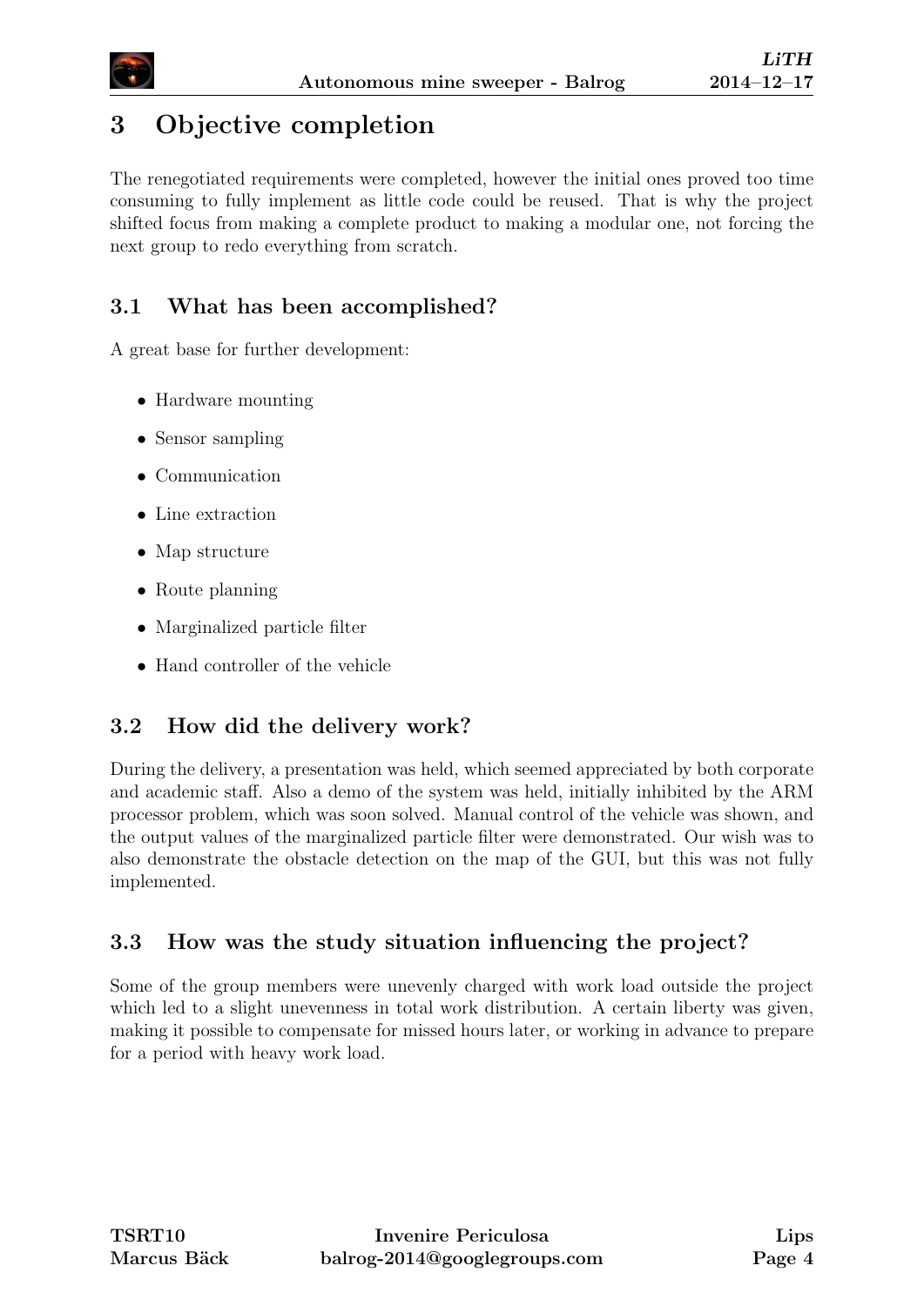# 3 Objective completion

The renegotiated requirements were completed, however the initial ones proved too time consuming to fully implement as little code could be reused. That is why the project shifted focus from making a complete product to making a modular one, not forcing the next group to redo everything from scratch.

## 3.1 What has been accomplished?

A great base for further development:

- Hardware mounting
- Sensor sampling
- Communication
- Line extraction
- Map structure
- Route planning
- Marginalized particle filter
- Hand controller of the vehicle

## 3.2 How did the delivery work?

During the delivery, a presentation was held, which seemed appreciated by both corporate and academic staff. Also a demo of the system was held, initially inhibited by the ARM processor problem, which was soon solved. Manual control of the vehicle was shown, and the output values of the marginalized particle filter were demonstrated. Our wish was to also demonstrate the obstacle detection on the map of the GUI, but this was not fully implemented.

## 3.3 How was the study situation influencing the project?

Some of the group members were unevenly charged with work load outside the project which led to a slight unevenness in total work distribution. A certain liberty was given, making it possible to compensate for missed hours later, or working in advance to prepare for a period with heavy work load.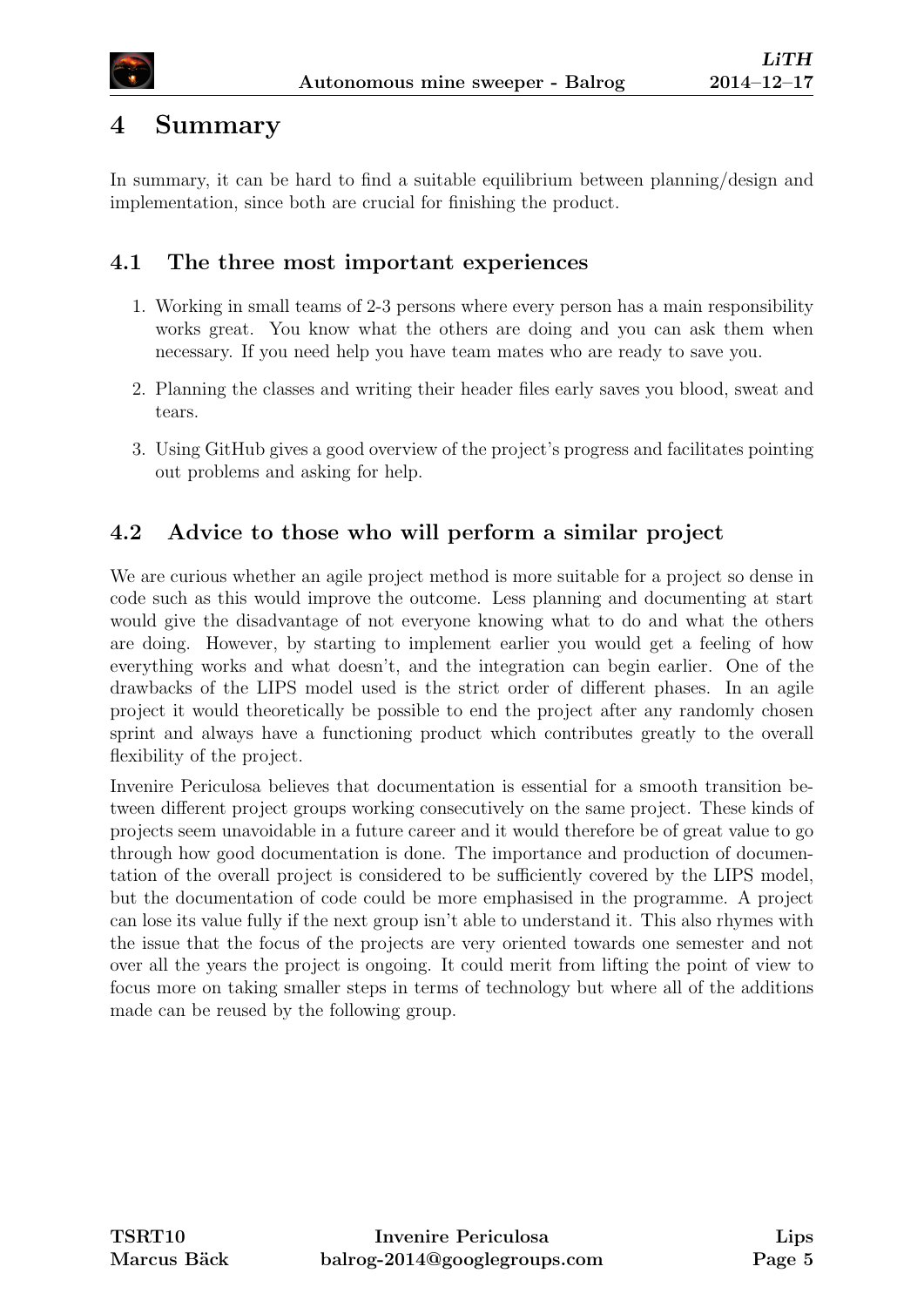# 4 Summary

In summary, it can be hard to find a suitable equilibrium between planning/design and implementation, since both are crucial for finishing the product.

## 4.1 The three most important experiences

1. Working in small teams of 2-3 persons where every person has a main responsibility works great. You know what the others are doing and you can ask them when necessary. If you need help you have team mates who are ready to save you.
2. Planning the classes and writing their header files early saves you blood, sweat and tears.
3. Using GitHub gives a good overview of the project's progress and facilitates pointing out problems and asking for help.

## 4.2 Advice to those who will perform a similar project

We are curious whether an agile project method is more suitable for a project so dense in code such as this would improve the outcome. Less planning and documenting at start would give the disadvantage of not everyone knowing what to do and what the others are doing. However, by starting to implement earlier you would get a feeling of how everything works and what doesn't, and the integration can begin earlier. One of the drawbacks of the LIPS model used is the strict order of different phases. In an agile project it would theoretically be possible to end the project after any randomly chosen sprint and always have a functioning product which contributes greatly to the overall flexibility of the project.

Invenire Periculosa believes that documentation is essential for a smooth transition between different project groups working consecutively on the same project. These kinds of projects seem unavoidable in a future career and it would therefore be of great value to go through how good documentation is done. The importance and production of documentation of the overall project is considered to be sufficiently covered by the LIPS model, but the documentation of code could be more emphasised in the programme. A project can lose its value fully if the next group isn't able to understand it. This also rhymes with the issue that the focus of the projects are very oriented towards one semester and not over all the years the project is ongoing. It could merit from lifting the point of view to focus more on taking smaller steps in terms of technology but where all of the additions made can be reused by the following group.